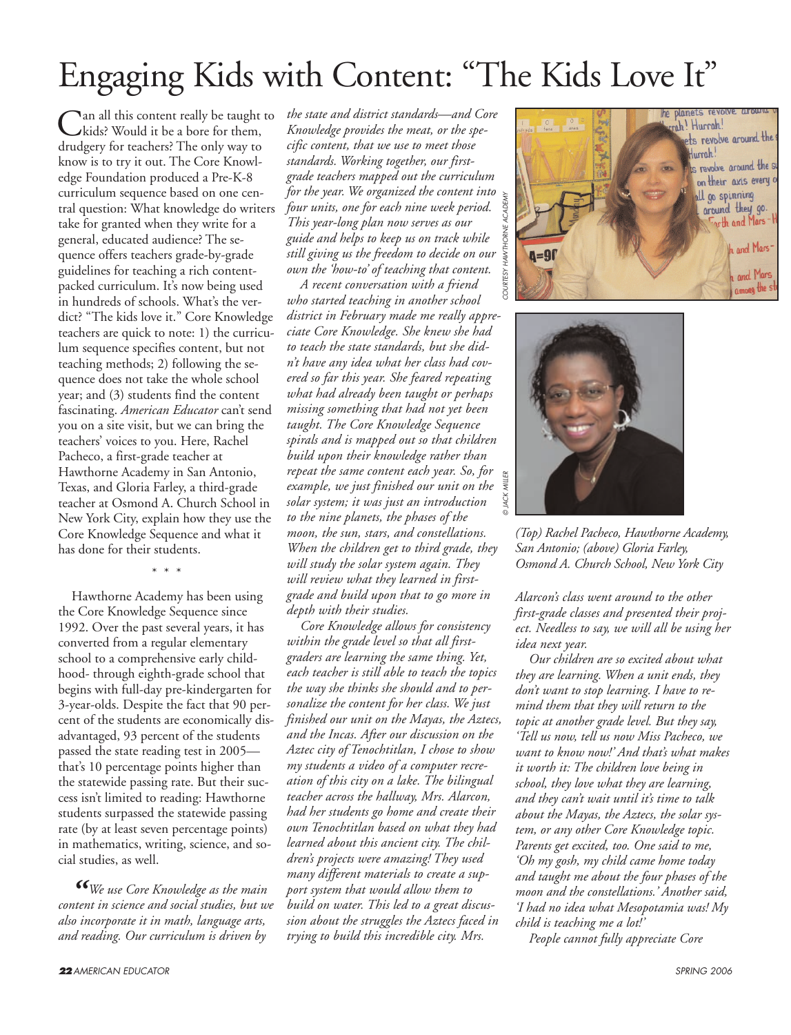# Engaging Kids with Content: "The Kids Love It"

Can all this content really be taught to kids? Would it be a bore for them, drudgery for teachers? The only way to know is to try it out. The Core Knowledge Foundation produced a Pre-K-8 curriculum sequence based on one central question: What knowledge do writers take for granted when they write for a general, educated audience? The sequence offers teachers grade-by-grade guidelines for teaching a rich content-packed curriculum. It's now being used in hundreds of schools. What's the verdict? "The kids love it." Core Knowledge teachers are quick to note: 1) the curriculum sequence specifies content, but not teaching methods; 2) following the sequence does not take the whole school year; and (3) students find the content fascinating. *American Educator* can't send you on a site visit, but we can bring the teachers' voices to you. Here, Rachel Pacheco, a first-grade teacher at Hawthorne Academy in San Antonio, Texas, and Gloria Farley, a third-grade teacher at Osmond A. Church School in New York City, explain how they use the Core Knowledge Sequence and what it has done for their students.

\* \* \*

Hawthorne Academy has been using the Core Knowledge Sequence since 1992. Over the past several years, it has converted from a regular elementary school to a comprehensive early childhood- through eighth-grade school that begins with full-day pre-kindergarten for 3-year-olds. Despite the fact that 90 percent of the students are economically disadvantaged, 93 percent of the students passed the state reading test in 2005—that's 10 percentage points higher than the statewide passing rate. But their success isn't limited to reading: Hawthorne students surpassed the statewide passing rate (by at least seven percentage points) in mathematics, writing, science, and social studies, as well.

*"We use Core Knowledge as the main content in science and social studies, but we also incorporate it in math, language arts, and reading. Our curriculum is driven by the state and district standards—and Core Knowledge provides the meat, or the specific content, that we use to meet those standards. Working together, our first-grade teachers mapped out the curriculum for the year. We organized the content into four units, one for each nine week period. This year-long plan now serves as our guide and helps to keep us on track while still giving us the freedom to decide on our own the 'how-to' of teaching that content.*

*A recent conversation with a friend who started teaching in another school district in February made me really appreciate Core Knowledge. She knew she had to teach the state standards, but she didn't have any idea what her class had covered so far this year. She feared repeating what had already been taught or perhaps missing something that had not yet been taught. The Core Knowledge Sequence spirals and is mapped out so that children build upon their knowledge rather than repeat the same content each year. So, for example, we just finished our unit on the solar system; it was just an introduction to the nine planets, the phases of the moon, the sun, stars, and constellations. When the children get to third grade, they will study the solar system again. They will review what they learned in first-grade and build upon that to go more in depth with their studies.*

*Core Knowledge allows for consistency within the grade level so that all first-graders are learning the same thing. Yet, each teacher is still able to teach the topics the way she thinks she should and to personalize the content for her class. We just finished our unit on the Mayas, the Aztecs, and the Incas. After our discussion on the Aztec city of Tenochtitlan, I chose to show my students a video of a computer recreation of this city on a lake. The bilingual teacher across the hallway, Mrs. Alarcon, had her students go home and create their own Tenochtitlan based on what they had learned about this ancient city. The children's projects were amazing! They used many different materials to create a support system that would allow them to build on water. This led to a great discussion about the struggles the Aztecs faced in trying to build this incredible city. Mrs. Alarcon's class went around to the other first-grade classes and presented their project. Needless to say, we will all be using her idea next year.*

*Our children are so excited about what they are learning. When a unit ends, they don't want to stop learning. I have to remind them that they will return to the topic at another grade level. But they say, 'Tell us now, tell us now Miss Pacheco, we want to know now!' And that's what makes it worth it: The children love being in school, they love what they are learning, and they can't wait until it's time to talk about the Mayas, the Aztecs, the solar system, or any other Core Knowledge topic. Parents get excited, too. One said to me, 'Oh my gosh, my child came home today and taught me about the four phases of the moon and the constellations.' Another said, 'I had no idea what Mesopotamia was! My child is teaching me a lot!'*

*People cannot fully appreciate Core*

COURTESY HAWTHORNE ACADEMY

© JACK MILLER

*(Top) Rachel Pacheco, Hawthorne Academy, San Antonio; (above) Gloria Farley, Osmond A. Church School, New York City*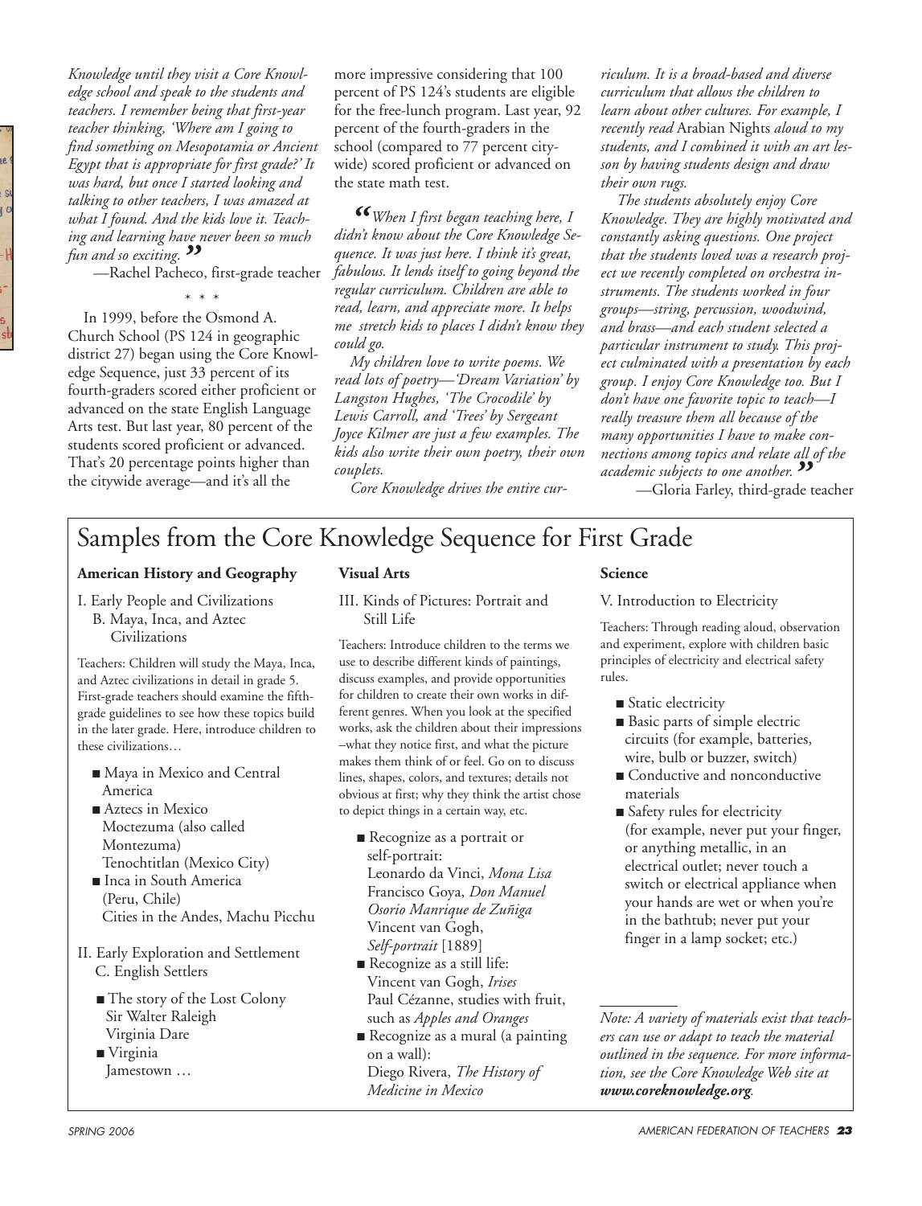*Knowledge until they visit a Core Knowledge school and speak to the students and teachers. I remember being that first-year teacher thinking, 'Where am I going to find something on Mesopotamia or Ancient Egypt that is appropriate for first grade?' It was hard, but once I started looking and talking to other teachers, I was amazed at what I found. And the kids love it. Teaching and learning have never been so much fun and so exciting.*"

—Rachel Pacheco, first-grade teacher

\* \* \*

In 1999, before the Osmond A. Church School (PS 124 in geographic district 27) began using the Core Knowledge Sequence, just 33 percent of its fourth-graders scored either proficient or advanced on the state English Language Arts test. But last year, 80 percent of the students scored proficient or advanced. That's 20 percentage points higher than the citywide average—and it's all the more impressive considering that 100 percent of PS 124's students are eligible for the free-lunch program. Last year, 92 percent of the fourth-graders in the school (compared to 77 percent citywide) scored proficient or advanced on the state math test.

"*When I first began teaching here, I didn't know about the Core Knowledge Sequence. It was just here. I think it's great, fabulous. It lends itself to going beyond the regular curriculum. Children are able to read, learn, and appreciate more. It helps me stretch kids to places I didn't know they could go.*

*My children love to write poems. We read lots of poetry—'Dream Variation' by Langston Hughes, 'The Crocodile' by Lewis Carroll, and 'Trees' by Sergeant Joyce Kilmer are just a few examples. The kids also write their own poetry, their own couplets.*

*Core Knowledge drives the entire curriculum. It is a broad-based and diverse curriculum that allows the children to learn about other cultures. For example, I recently read* Arabian Nights *aloud to my students, and I combined it with an art lesson by having students design and draw their own rugs.*

*The students absolutely enjoy Core Knowledge. They are highly motivated and constantly asking questions. One project that the students loved was a research project we recently completed on orchestra instruments. The students worked in four groups—string, percussion, woodwind, and brass—and each student selected a particular instrument to study. This project culminated with a presentation by each group. I enjoy Core Knowledge too. But I don't have one favorite topic to teach—I really treasure them all because of the many opportunities I have to make connections among topics and relate all of the academic subjects to one another.*"

—Gloria Farley, third-grade teacher

## Samples from the Core Knowledge Sequence for First Grade

### American History and Geography

I. Early People and Civilizations
B. Maya, Inca, and Aztec Civilizations

Teachers: Children will study the Maya, Inca, and Aztec civilizations in detail in grade 5. First-grade teachers should examine the fifth-grade guidelines to see how these topics build in the later grade. Here, introduce children to these civilizations…

- Maya in Mexico and Central America
- Aztecs in Mexico
  Moctezuma (also called Montezuma)
  Tenochtitlan (Mexico City)
- Inca in South America (Peru, Chile)
  Cities in the Andes, Machu Picchu

II. Early Exploration and Settlement
C. English Settlers

- The story of the Lost Colony
  Sir Walter Raleigh
  Virginia Dare
- Virginia
  Jamestown …

### Visual Arts

III. Kinds of Pictures: Portrait and Still Life

Teachers: Introduce children to the terms we use to describe different kinds of paintings, discuss examples, and provide opportunities for children to create their own works in different genres. When you look at the specified works, ask the children about their impressions –what they notice first, and what the picture makes them think of or feel. Go on to discuss lines, shapes, colors, and textures; details not obvious at first; why they think the artist chose to depict things in a certain way, etc.

- Recognize as a portrait or self-portrait:
  Leonardo da Vinci, *Mona Lisa*
  Francisco Goya, *Don Manuel Osorio Manrique de Zuñiga*
  Vincent van Gogh, *Self-portrait* [1889]
- Recognize as a still life:
  Vincent van Gogh, *Irises*
  Paul Cézanne, studies with fruit, such as *Apples and Oranges*
- Recognize as a mural (a painting on a wall):
  Diego Rivera, *The History of Medicine in Mexico*

### Science

V. Introduction to Electricity

Teachers: Through reading aloud, observation and experiment, explore with children basic principles of electricity and electrical safety rules.

- Static electricity
- Basic parts of simple electric circuits (for example, batteries, wire, bulb or buzzer, switch)
- Conductive and nonconductive materials
- Safety rules for electricity (for example, never put your finger, or anything metallic, in an electrical outlet; never touch a switch or electrical appliance when your hands are wet or when you're in the bathtub; never put your finger in a lamp socket; etc.)

---

*Note: A variety of materials exist that teachers can use or adapt to teach the material outlined in the sequence. For more information, see the Core Knowledge Web site at* ***www.coreknowledge.org****.*